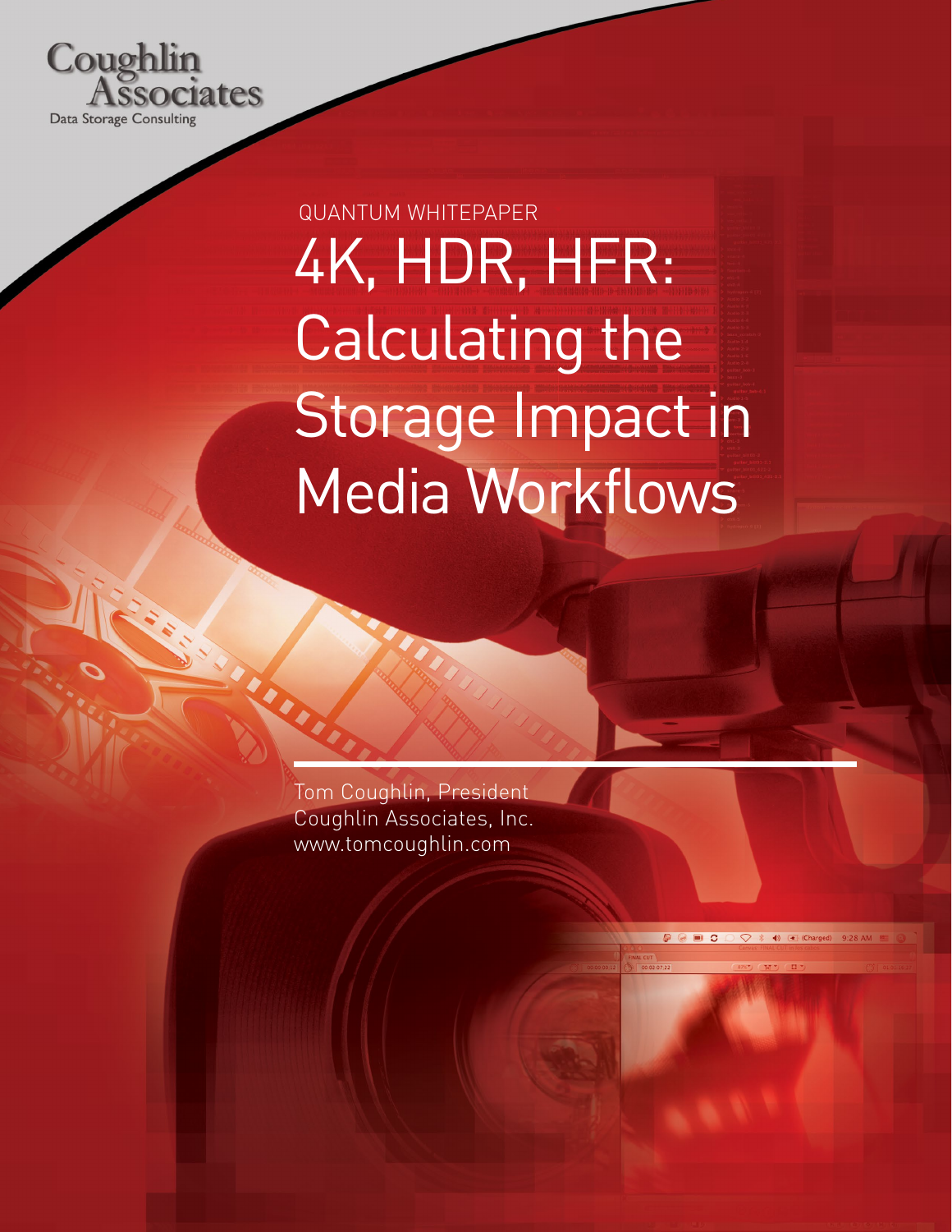Coughlin Associates

Data Storage Consulting

QUANTUM WHITEPAPER

# 4K, HDR, HFR: Calculating the Storage Impact in Media Workflows

Tom Coughlin, President
Coughlin Associates, Inc.
www.tomcoughlin.com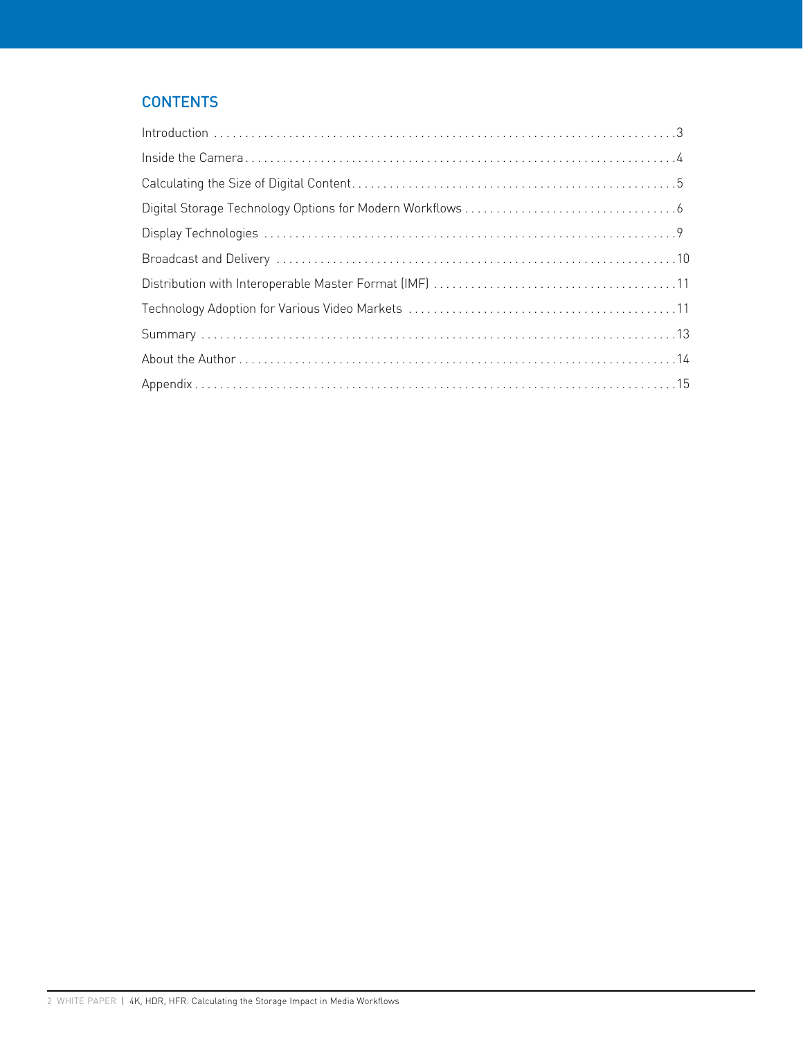## CONTENTS

| | |
|---|---|
| Introduction | 3 |
| Inside the Camera | 4 |
| Calculating the Size of Digital Content | 5 |
| Digital Storage Technology Options for Modern Workflows | 6 |
| Display Technologies | 9 |
| Broadcast and Delivery | 10 |
| Distribution with Interoperable Master Format (IMF) | 11 |
| Technology Adoption for Various Video Markets | 11 |
| Summary | 13 |
| About the Author | 14 |
| Appendix | 15 |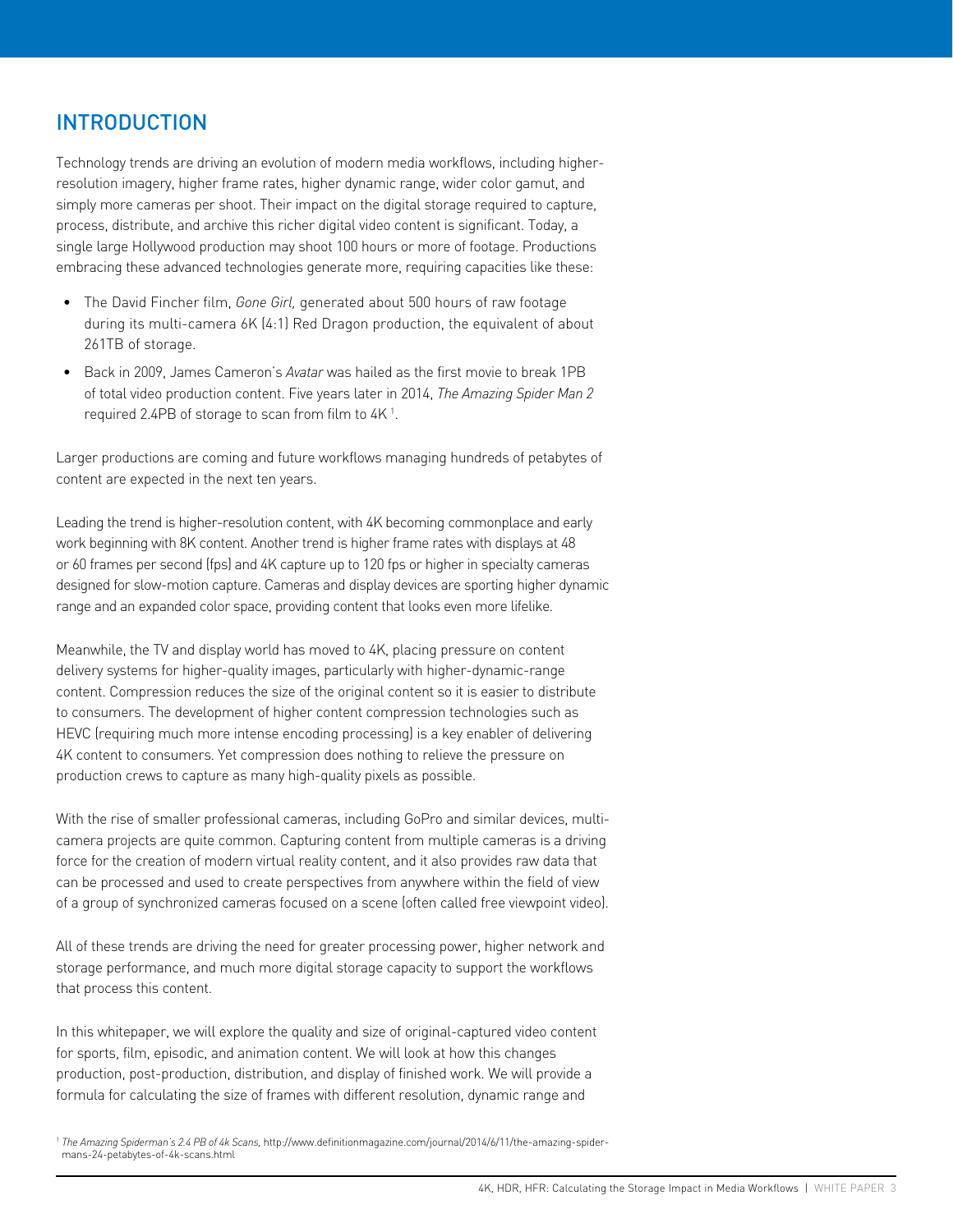## INTRODUCTION

Technology trends are driving an evolution of modern media workflows, including higher-resolution imagery, higher frame rates, higher dynamic range, wider color gamut, and simply more cameras per shoot. Their impact on the digital storage required to capture, process, distribute, and archive this richer digital video content is significant. Today, a single large Hollywood production may shoot 100 hours or more of footage. Productions embracing these advanced technologies generate more, requiring capacities like these:

- The David Fincher film, *Gone Girl,* generated about 500 hours of raw footage during its multi-camera 6K (4:1) Red Dragon production, the equivalent of about 261TB of storage.
- Back in 2009, James Cameron's *Avatar* was hailed as the first movie to break 1PB of total video production content. Five years later in 2014, *The Amazing Spider Man 2* required 2.4PB of storage to scan from film to 4K [1].

Larger productions are coming and future workflows managing hundreds of petabytes of content are expected in the next ten years.

Leading the trend is higher-resolution content, with 4K becoming commonplace and early work beginning with 8K content. Another trend is higher frame rates with displays at 48 or 60 frames per second (fps) and 4K capture up to 120 fps or higher in specialty cameras designed for slow-motion capture. Cameras and display devices are sporting higher dynamic range and an expanded color space, providing content that looks even more lifelike.

Meanwhile, the TV and display world has moved to 4K, placing pressure on content delivery systems for higher-quality images, particularly with higher-dynamic-range content. Compression reduces the size of the original content so it is easier to distribute to consumers. The development of higher content compression technologies such as HEVC (requiring much more intense encoding processing) is a key enabler of delivering 4K content to consumers. Yet compression does nothing to relieve the pressure on production crews to capture as many high-quality pixels as possible.

With the rise of smaller professional cameras, including GoPro and similar devices, multi-camera projects are quite common. Capturing content from multiple cameras is a driving force for the creation of modern virtual reality content, and it also provides raw data that can be processed and used to create perspectives from anywhere within the field of view of a group of synchronized cameras focused on a scene (often called free viewpoint video).

All of these trends are driving the need for greater processing power, higher network and storage performance, and much more digital storage capacity to support the workflows that process this content.

In this whitepaper, we will explore the quality and size of original-captured video content for sports, film, episodic, and animation content. We will look at how this changes production, post-production, distribution, and display of finished work. We will provide a formula for calculating the size of frames with different resolution, dynamic range and

[1] *The Amazing Spiderman's 2.4 PB of 4k Scans,* http://www.definitionmagazine.com/journal/2014/6/11/the-amazing-spider-mans-24-petabytes-of-4k-scans.html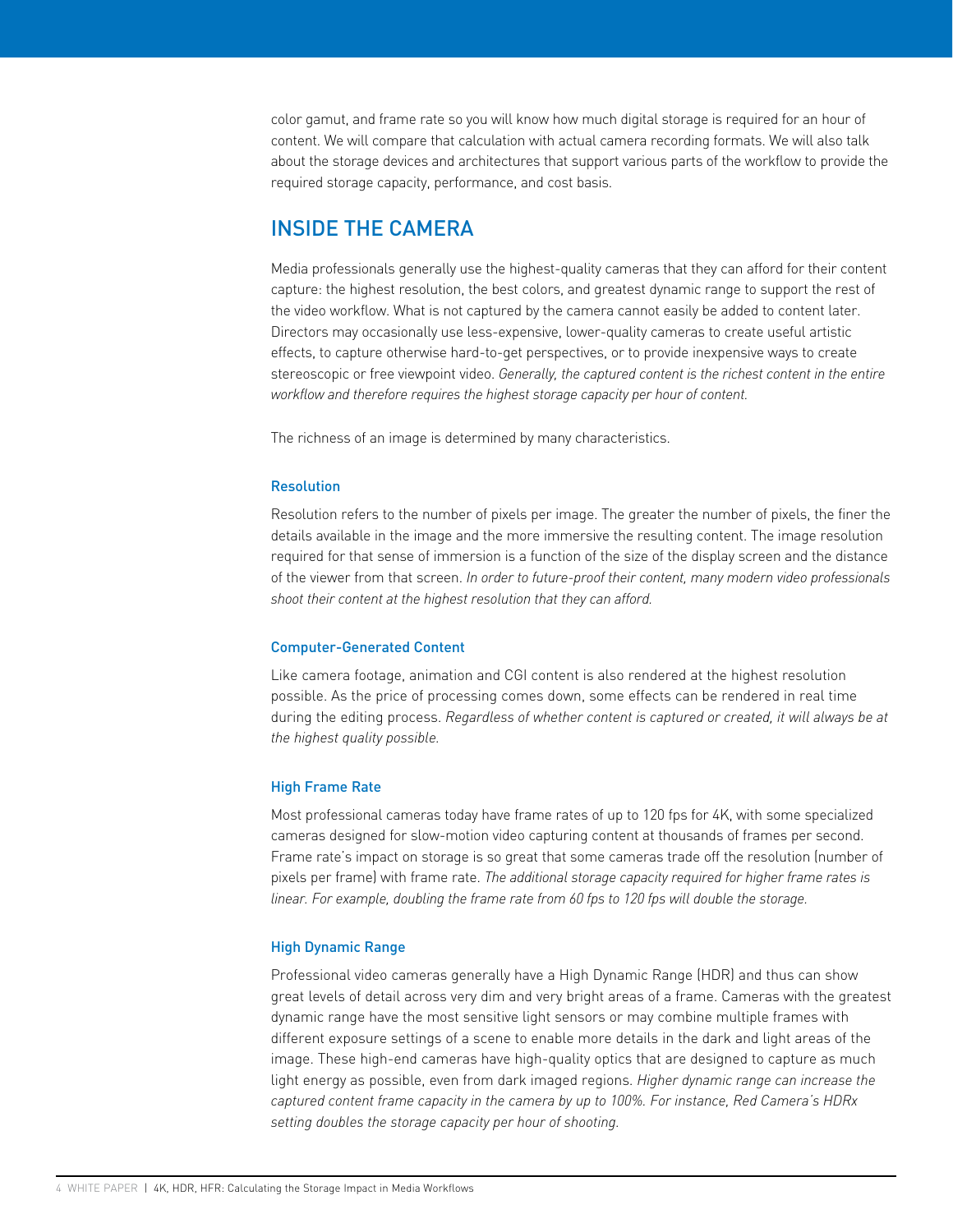color gamut, and frame rate so you will know how much digital storage is required for an hour of content. We will compare that calculation with actual camera recording formats. We will also talk about the storage devices and architectures that support various parts of the workflow to provide the required storage capacity, performance, and cost basis.

## INSIDE THE CAMERA

Media professionals generally use the highest-quality cameras that they can afford for their content capture: the highest resolution, the best colors, and greatest dynamic range to support the rest of the video workflow. What is not captured by the camera cannot easily be added to content later. Directors may occasionally use less-expensive, lower-quality cameras to create useful artistic effects, to capture otherwise hard-to-get perspectives, or to provide inexpensive ways to create stereoscopic or free viewpoint video. *Generally, the captured content is the richest content in the entire workflow and therefore requires the highest storage capacity per hour of content.*

The richness of an image is determined by many characteristics.

### Resolution

Resolution refers to the number of pixels per image. The greater the number of pixels, the finer the details available in the image and the more immersive the resulting content. The image resolution required for that sense of immersion is a function of the size of the display screen and the distance of the viewer from that screen. *In order to future-proof their content, many modern video professionals shoot their content at the highest resolution that they can afford.*

### Computer-Generated Content

Like camera footage, animation and CGI content is also rendered at the highest resolution possible. As the price of processing comes down, some effects can be rendered in real time during the editing process. *Regardless of whether content is captured or created, it will always be at the highest quality possible.*

### High Frame Rate

Most professional cameras today have frame rates of up to 120 fps for 4K, with some specialized cameras designed for slow-motion video capturing content at thousands of frames per second. Frame rate's impact on storage is so great that some cameras trade off the resolution (number of pixels per frame) with frame rate. *The additional storage capacity required for higher frame rates is linear. For example, doubling the frame rate from 60 fps to 120 fps will double the storage.*

### High Dynamic Range

Professional video cameras generally have a High Dynamic Range (HDR) and thus can show great levels of detail across very dim and very bright areas of a frame. Cameras with the greatest dynamic range have the most sensitive light sensors or may combine multiple frames with different exposure settings of a scene to enable more details in the dark and light areas of the image. These high-end cameras have high-quality optics that are designed to capture as much light energy as possible, even from dark imaged regions. *Higher dynamic range can increase the captured content frame capacity in the camera by up to 100%. For instance, Red Camera's HDRx setting doubles the storage capacity per hour of shooting.*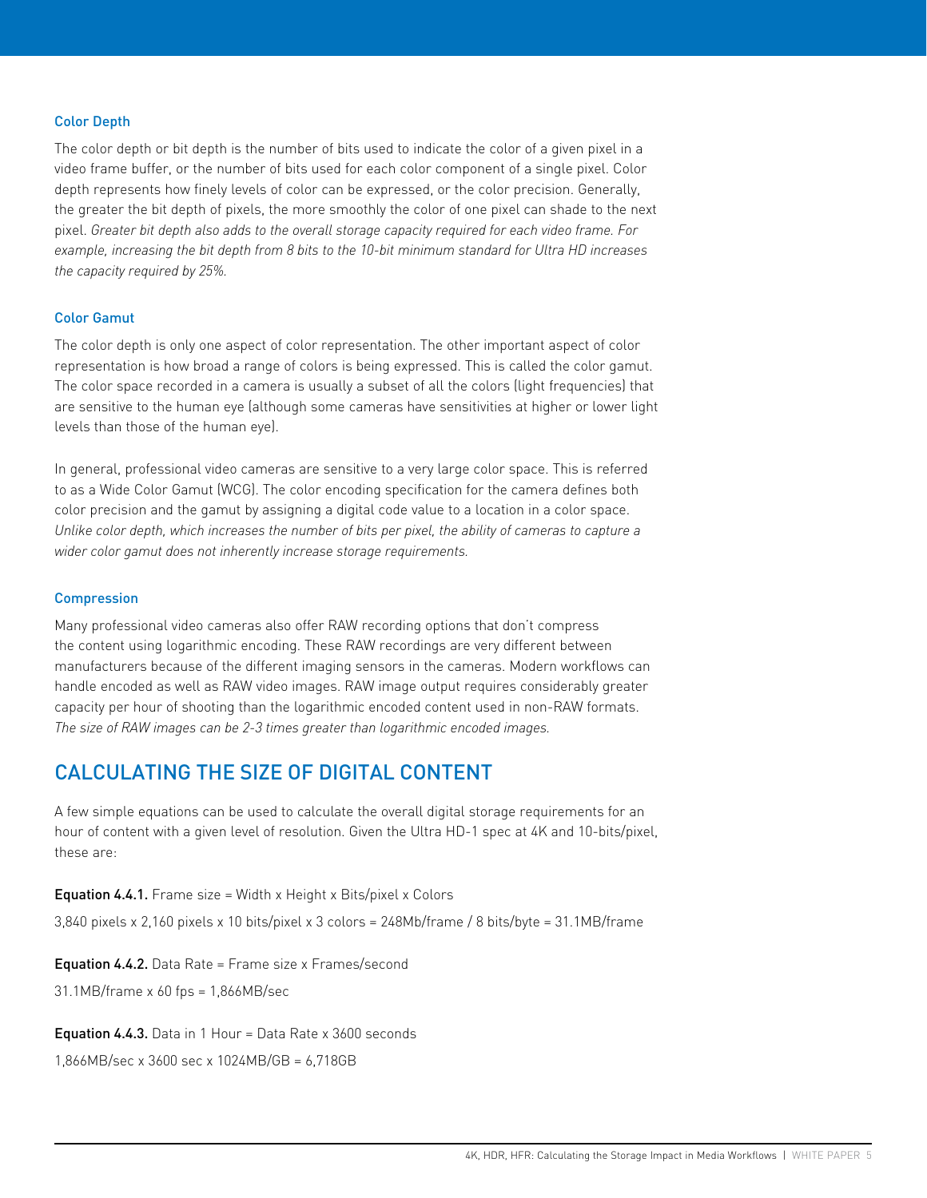### Color Depth

The color depth or bit depth is the number of bits used to indicate the color of a given pixel in a video frame buffer, or the number of bits used for each color component of a single pixel. Color depth represents how finely levels of color can be expressed, or the color precision. Generally, the greater the bit depth of pixels, the more smoothly the color of one pixel can shade to the next pixel. *Greater bit depth also adds to the overall storage capacity required for each video frame. For example, increasing the bit depth from 8 bits to the 10-bit minimum standard for Ultra HD increases the capacity required by 25%.*

### Color Gamut

The color depth is only one aspect of color representation. The other important aspect of color representation is how broad a range of colors is being expressed. This is called the color gamut. The color space recorded in a camera is usually a subset of all the colors (light frequencies) that are sensitive to the human eye (although some cameras have sensitivities at higher or lower light levels than those of the human eye).

In general, professional video cameras are sensitive to a very large color space. This is referred to as a Wide Color Gamut (WCG). The color encoding specification for the camera defines both color precision and the gamut by assigning a digital code value to a location in a color space. *Unlike color depth, which increases the number of bits per pixel, the ability of cameras to capture a wider color gamut does not inherently increase storage requirements.*

### Compression

Many professional video cameras also offer RAW recording options that don't compress the content using logarithmic encoding. These RAW recordings are very different between manufacturers because of the different imaging sensors in the cameras. Modern workflows can handle encoded as well as RAW video images. RAW image output requires considerably greater capacity per hour of shooting than the logarithmic encoded content used in non-RAW formats. *The size of RAW images can be 2-3 times greater than logarithmic encoded images.*

## CALCULATING THE SIZE OF DIGITAL CONTENT

A few simple equations can be used to calculate the overall digital storage requirements for an hour of content with a given level of resolution. Given the Ultra HD-1 spec at 4K and 10-bits/pixel, these are:

**Equation 4.4.1.** Frame size = Width x Height x Bits/pixel x Colors

3,840 pixels x 2,160 pixels x 10 bits/pixel x 3 colors = 248Mb/frame / 8 bits/byte = 31.1MB/frame

**Equation 4.4.2.** Data Rate = Frame size x Frames/second

31.1MB/frame x 60 fps = 1,866MB/sec

**Equation 4.4.3.** Data in 1 Hour = Data Rate x 3600 seconds

1,866MB/sec x 3600 sec x 1024MB/GB = 6,718GB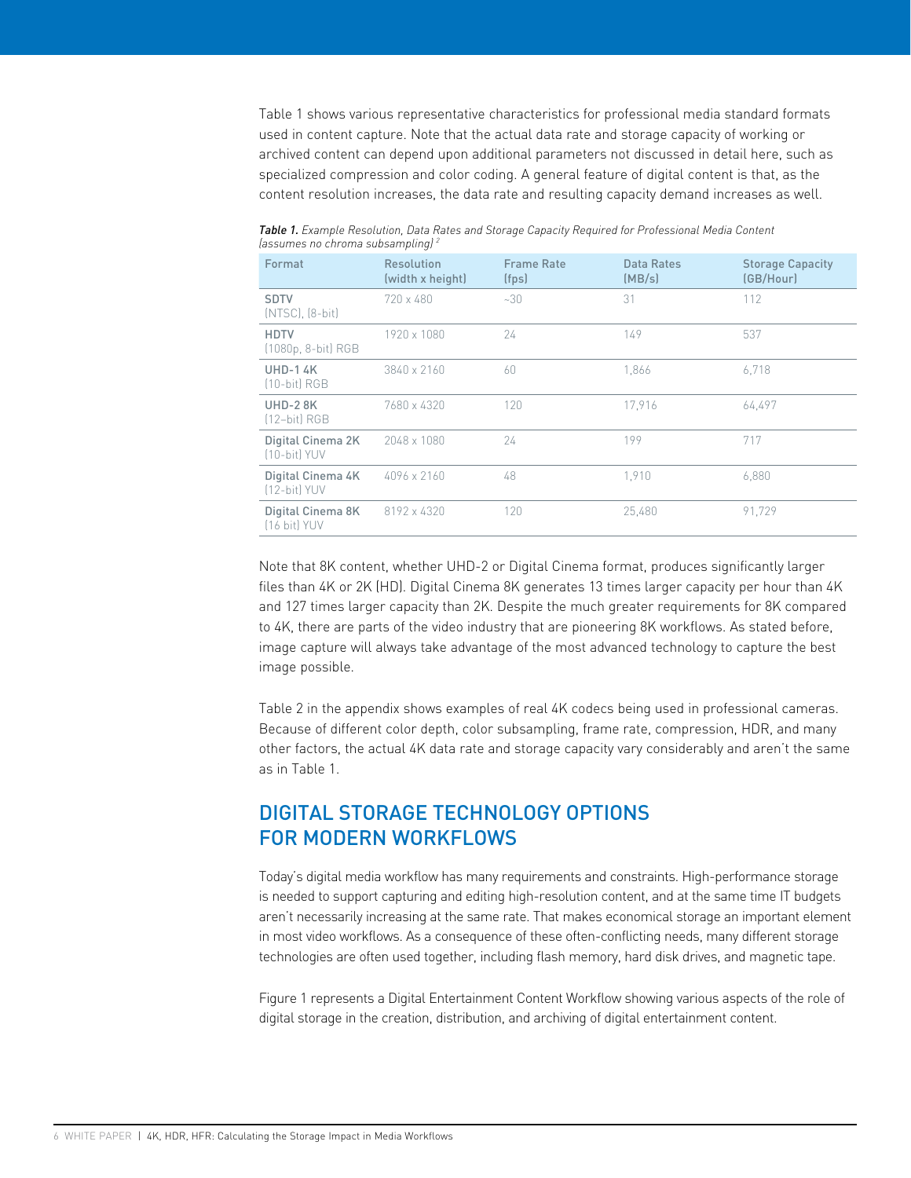Table 1 shows various representative characteristics for professional media standard formats used in content capture. Note that the actual data rate and storage capacity of working or archived content can depend upon additional parameters not discussed in detail here, such as specialized compression and color coding. A general feature of digital content is that, as the content resolution increases, the data rate and resulting capacity demand increases as well.

***Table 1.*** *Example Resolution, Data Rates and Storage Capacity Required for Professional Media Content (assumes no chroma subsampling)* [2]

| Format | Resolution (width x height) | Frame Rate (fps) | Data Rates (MB/s) | Storage Capacity (GB/Hour) |
|---|---|---|---|---|
| **SDTV** (NTSC), (8-bit) | 720 x 480 | ~30 | 31 | 112 |
| **HDTV** (1080p, 8-bit) RGB | 1920 x 1080 | 24 | 149 | 537 |
| **UHD-1 4K** (10-bit) RGB | 3840 x 2160 | 60 | 1,866 | 6,718 |
| **UHD-2 8K** (12–bit) RGB | 7680 x 4320 | 120 | 17,916 | 64,497 |
| **Digital Cinema 2K** (10-bit) YUV | 2048 x 1080 | 24 | 199 | 717 |
| **Digital Cinema 4K** (12-bit) YUV | 4096 x 2160 | 48 | 1,910 | 6,880 |
| **Digital Cinema 8K** (16 bit) YUV | 8192 x 4320 | 120 | 25,480 | 91,729 |

Note that 8K content, whether UHD-2 or Digital Cinema format, produces significantly larger files than 4K or 2K (HD). Digital Cinema 8K generates 13 times larger capacity per hour than 4K and 127 times larger capacity than 2K. Despite the much greater requirements for 8K compared to 4K, there are parts of the video industry that are pioneering 8K workflows. As stated before, image capture will always take advantage of the most advanced technology to capture the best image possible.

Table 2 in the appendix shows examples of real 4K codecs being used in professional cameras. Because of different color depth, color subsampling, frame rate, compression, HDR, and many other factors, the actual 4K data rate and storage capacity vary considerably and aren't the same as in Table 1.

## DIGITAL STORAGE TECHNOLOGY OPTIONS FOR MODERN WORKFLOWS

Today's digital media workflow has many requirements and constraints. High-performance storage is needed to support capturing and editing high-resolution content, and at the same time IT budgets aren't necessarily increasing at the same rate. That makes economical storage an important element in most video workflows. As a consequence of these often-conflicting needs, many different storage technologies are often used together, including flash memory, hard disk drives, and magnetic tape.

Figure 1 represents a Digital Entertainment Content Workflow showing various aspects of the role of digital storage in the creation, distribution, and archiving of digital entertainment content.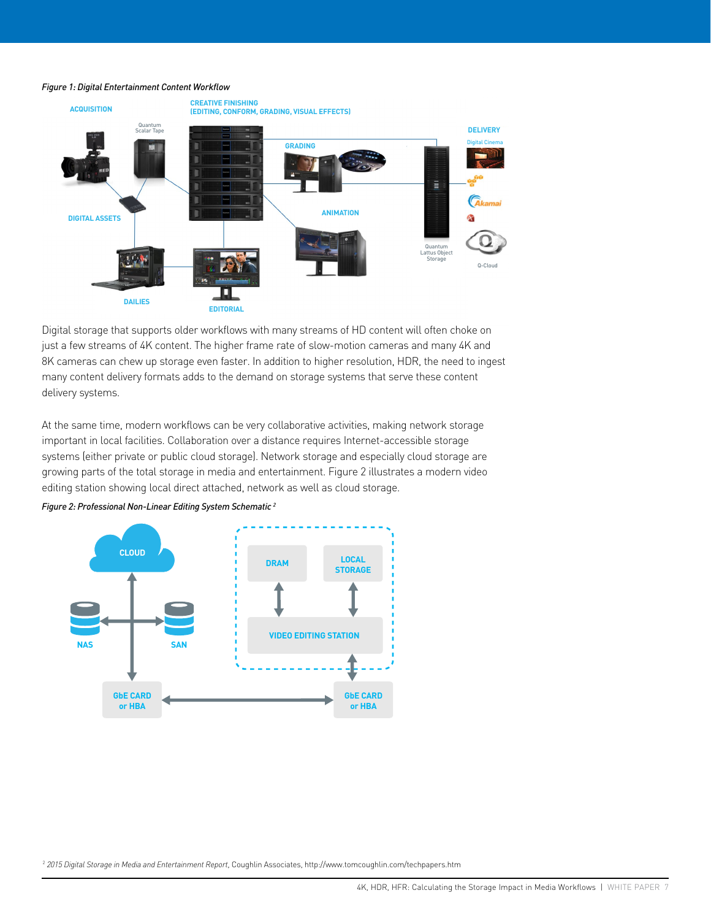*Figure 1: Digital Entertainment Content Workflow*

Digital storage that supports older workflows with many streams of HD content will often choke on just a few streams of 4K content. The higher frame rate of slow-motion cameras and many 4K and 8K cameras can chew up storage even faster. In addition to higher resolution, HDR, the need to ingest many content delivery formats adds to the demand on storage systems that serve these content delivery systems.

At the same time, modern workflows can be very collaborative activities, making network storage important in local facilities. Collaboration over a distance requires Internet-accessible storage systems (either private or public cloud storage). Network storage and especially cloud storage are growing parts of the total storage in media and entertainment. Figure 2 illustrates a modern video editing station showing local direct attached, network as well as cloud storage.

*Figure 2: Professional Non-Linear Editing System Schematic* [2]

[2] *2015 Digital Storage in Media and Entertainment Report*, Coughlin Associates, http://www.tomcoughlin.com/techpapers.htm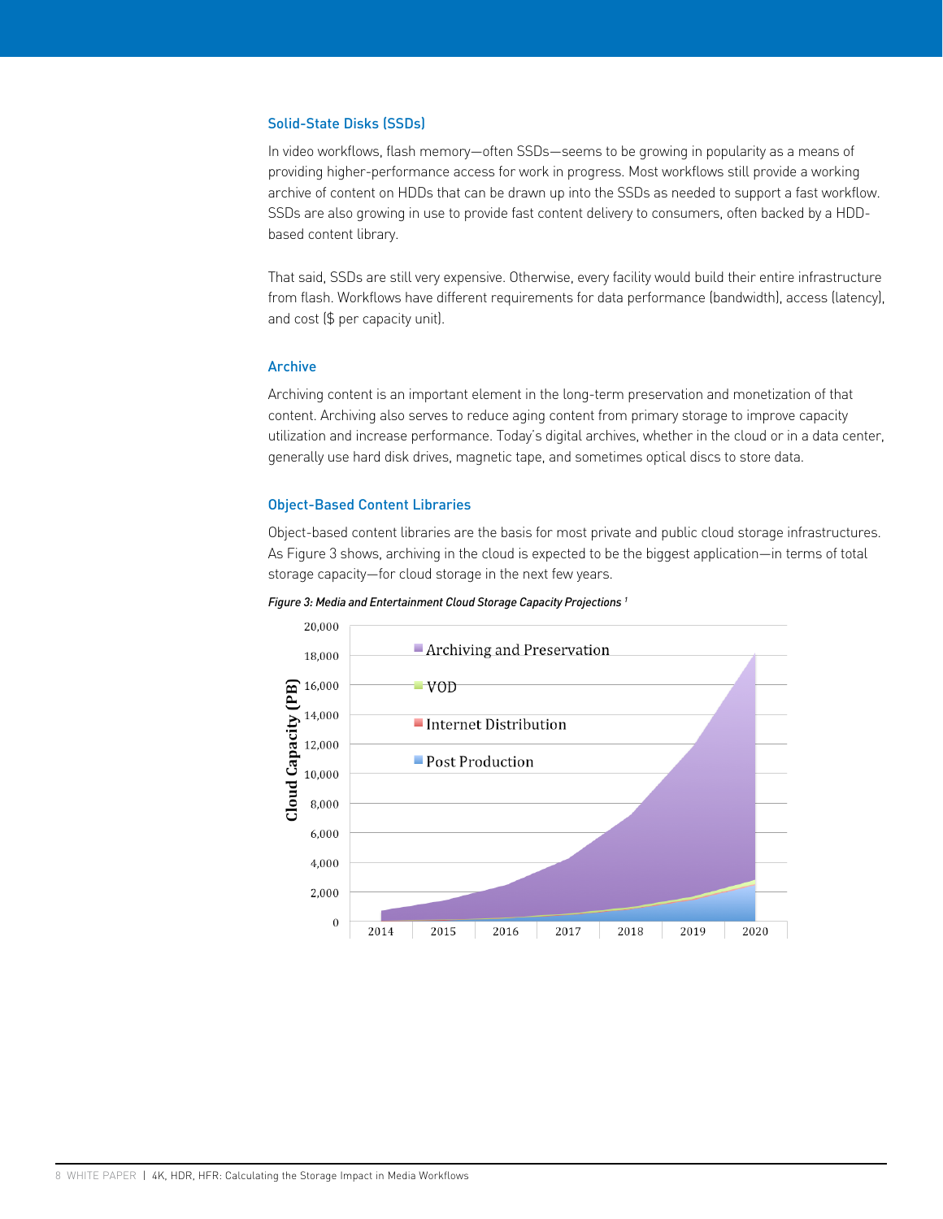### Solid-State Disks (SSDs)

In video workflows, flash memory—often SSDs—seems to be growing in popularity as a means of providing higher-performance access for work in progress. Most workflows still provide a working archive of content on HDDs that can be drawn up into the SSDs as needed to support a fast workflow. SSDs are also growing in use to provide fast content delivery to consumers, often backed by a HDD-based content library.

That said, SSDs are still very expensive. Otherwise, every facility would build their entire infrastructure from flash. Workflows have different requirements for data performance (bandwidth), access (latency), and cost ($ per capacity unit).

### Archive

Archiving content is an important element in the long-term preservation and monetization of that content. Archiving also serves to reduce aging content from primary storage to improve capacity utilization and increase performance. Today's digital archives, whether in the cloud or in a data center, generally use hard disk drives, magnetic tape, and sometimes optical discs to store data.

### Object-Based Content Libraries

Object-based content libraries are the basis for most private and public cloud storage infrastructures. As Figure 3 shows, archiving in the cloud is expected to be the biggest application—in terms of total storage capacity—for cloud storage in the next few years.

*Figure 3: Media and Entertainment Cloud Storage Capacity Projections [1]*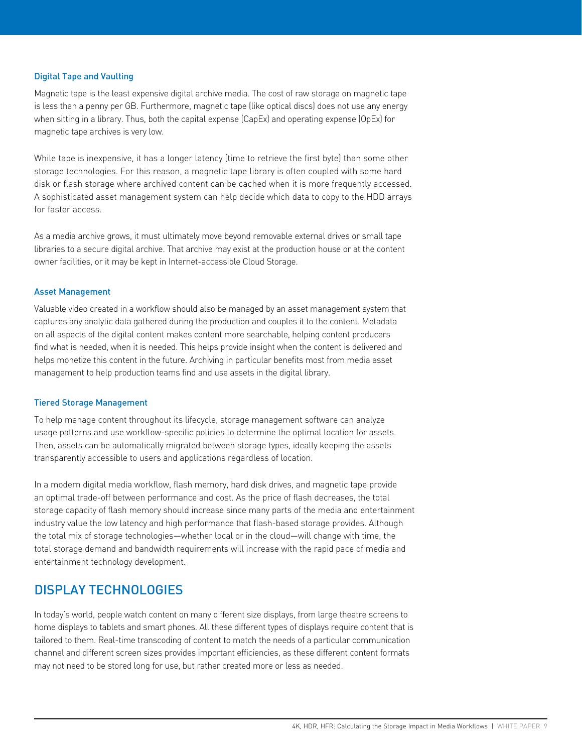### Digital Tape and Vaulting

Magnetic tape is the least expensive digital archive media. The cost of raw storage on magnetic tape is less than a penny per GB. Furthermore, magnetic tape (like optical discs) does not use any energy when sitting in a library. Thus, both the capital expense (CapEx) and operating expense (OpEx) for magnetic tape archives is very low.

While tape is inexpensive, it has a longer latency (time to retrieve the first byte) than some other storage technologies. For this reason, a magnetic tape library is often coupled with some hard disk or flash storage where archived content can be cached when it is more frequently accessed. A sophisticated asset management system can help decide which data to copy to the HDD arrays for faster access.

As a media archive grows, it must ultimately move beyond removable external drives or small tape libraries to a secure digital archive. That archive may exist at the production house or at the content owner facilities, or it may be kept in Internet-accessible Cloud Storage.

### Asset Management

Valuable video created in a workflow should also be managed by an asset management system that captures any analytic data gathered during the production and couples it to the content. Metadata on all aspects of the digital content makes content more searchable, helping content producers find what is needed, when it is needed. This helps provide insight when the content is delivered and helps monetize this content in the future. Archiving in particular benefits most from media asset management to help production teams find and use assets in the digital library.

### Tiered Storage Management

To help manage content throughout its lifecycle, storage management software can analyze usage patterns and use workflow-specific policies to determine the optimal location for assets. Then, assets can be automatically migrated between storage types, ideally keeping the assets transparently accessible to users and applications regardless of location.

In a modern digital media workflow, flash memory, hard disk drives, and magnetic tape provide an optimal trade-off between performance and cost. As the price of flash decreases, the total storage capacity of flash memory should increase since many parts of the media and entertainment industry value the low latency and high performance that flash-based storage provides. Although the total mix of storage technologies—whether local or in the cloud—will change with time, the total storage demand and bandwidth requirements will increase with the rapid pace of media and entertainment technology development.

## DISPLAY TECHNOLOGIES

In today's world, people watch content on many different size displays, from large theatre screens to home displays to tablets and smart phones. All these different types of displays require content that is tailored to them. Real-time transcoding of content to match the needs of a particular communication channel and different screen sizes provides important efficiencies, as these different content formats may not need to be stored long for use, but rather created more or less as needed.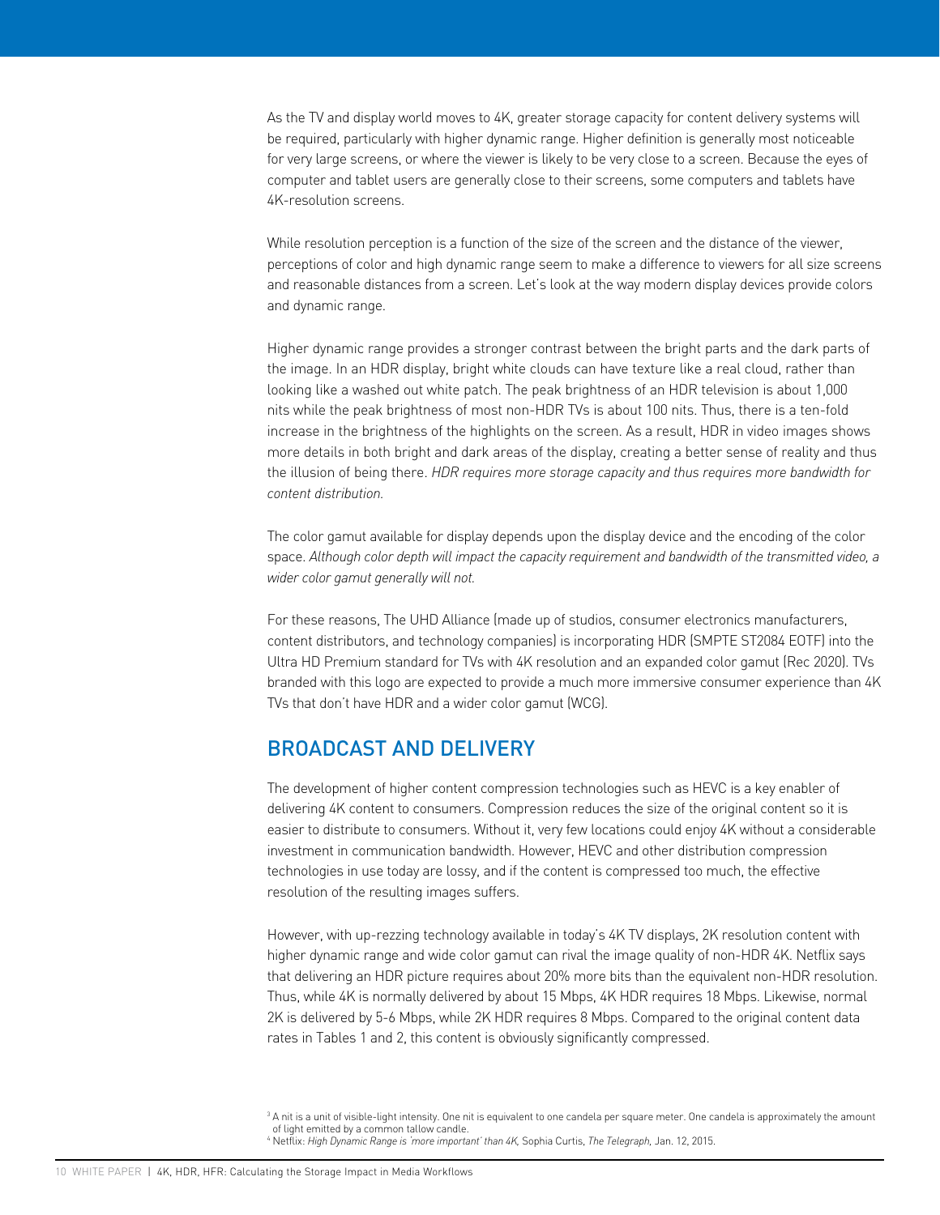As the TV and display world moves to 4K, greater storage capacity for content delivery systems will be required, particularly with higher dynamic range. Higher definition is generally most noticeable for very large screens, or where the viewer is likely to be very close to a screen. Because the eyes of computer and tablet users are generally close to their screens, some computers and tablets have 4K-resolution screens.

While resolution perception is a function of the size of the screen and the distance of the viewer, perceptions of color and high dynamic range seem to make a difference to viewers for all size screens and reasonable distances from a screen. Let's look at the way modern display devices provide colors and dynamic range.

Higher dynamic range provides a stronger contrast between the bright parts and the dark parts of the image. In an HDR display, bright white clouds can have texture like a real cloud, rather than looking like a washed out white patch. The peak brightness of an HDR television is about 1,000 nits while the peak brightness of most non-HDR TVs is about 100 nits. Thus, there is a ten-fold increase in the brightness of the highlights on the screen. As a result, HDR in video images shows more details in both bright and dark areas of the display, creating a better sense of reality and thus the illusion of being there. *HDR requires more storage capacity and thus requires more bandwidth for content distribution.*

The color gamut available for display depends upon the display device and the encoding of the color space. *Although color depth will impact the capacity requirement and bandwidth of the transmitted video, a wider color gamut generally will not.*

For these reasons, The UHD Alliance (made up of studios, consumer electronics manufacturers, content distributors, and technology companies) is incorporating HDR (SMPTE ST2084 EOTF) into the Ultra HD Premium standard for TVs with 4K resolution and an expanded color gamut (Rec 2020). TVs branded with this logo are expected to provide a much more immersive consumer experience than 4K TVs that don't have HDR and a wider color gamut (WCG).

## BROADCAST AND DELIVERY

The development of higher content compression technologies such as HEVC is a key enabler of delivering 4K content to consumers. Compression reduces the size of the original content so it is easier to distribute to consumers. Without it, very few locations could enjoy 4K without a considerable investment in communication bandwidth. However, HEVC and other distribution compression technologies in use today are lossy, and if the content is compressed too much, the effective resolution of the resulting images suffers.

However, with up-rezzing technology available in today's 4K TV displays, 2K resolution content with higher dynamic range and wide color gamut can rival the image quality of non-HDR 4K. Netflix says that delivering an HDR picture requires about 20% more bits than the equivalent non-HDR resolution. Thus, while 4K is normally delivered by about 15 Mbps, 4K HDR requires 18 Mbps. Likewise, normal 2K is delivered by 5-6 Mbps, while 2K HDR requires 8 Mbps. Compared to the original content data rates in Tables 1 and 2, this content is obviously significantly compressed.

[3] A nit is a unit of visible-light intensity. One nit is equivalent to one candela per square meter. One candela is approximately the amount of light emitted by a common tallow candle.

[4] Netflix: *High Dynamic Range is 'more important' than 4K*, Sophia Curtis, *The Telegraph*, Jan. 12, 2015.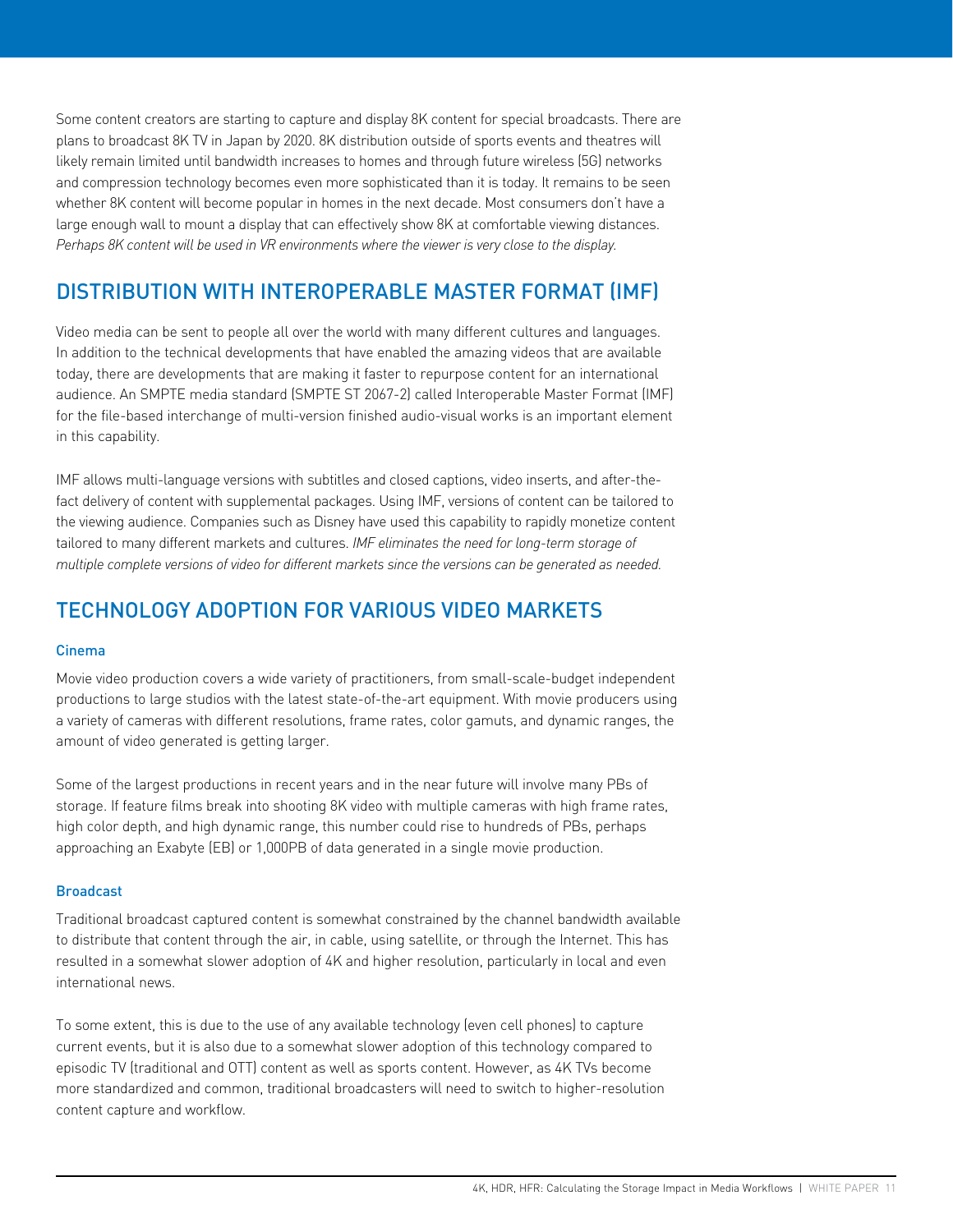Some content creators are starting to capture and display 8K content for special broadcasts. There are plans to broadcast 8K TV in Japan by 2020. 8K distribution outside of sports events and theatres will likely remain limited until bandwidth increases to homes and through future wireless (5G) networks and compression technology becomes even more sophisticated than it is today. It remains to be seen whether 8K content will become popular in homes in the next decade. Most consumers don't have a large enough wall to mount a display that can effectively show 8K at comfortable viewing distances. *Perhaps 8K content will be used in VR environments where the viewer is very close to the display.*

## DISTRIBUTION WITH INTEROPERABLE MASTER FORMAT (IMF)

Video media can be sent to people all over the world with many different cultures and languages. In addition to the technical developments that have enabled the amazing videos that are available today, there are developments that are making it faster to repurpose content for an international audience. An SMPTE media standard (SMPTE ST 2067-2) called Interoperable Master Format (IMF) for the file-based interchange of multi-version finished audio-visual works is an important element in this capability.

IMF allows multi-language versions with subtitles and closed captions, video inserts, and after-the-fact delivery of content with supplemental packages. Using IMF, versions of content can be tailored to the viewing audience. Companies such as Disney have used this capability to rapidly monetize content tailored to many different markets and cultures. *IMF eliminates the need for long-term storage of multiple complete versions of video for different markets since the versions can be generated as needed.*

## TECHNOLOGY ADOPTION FOR VARIOUS VIDEO MARKETS

### Cinema

Movie video production covers a wide variety of practitioners, from small-scale-budget independent productions to large studios with the latest state-of-the-art equipment. With movie producers using a variety of cameras with different resolutions, frame rates, color gamuts, and dynamic ranges, the amount of video generated is getting larger.

Some of the largest productions in recent years and in the near future will involve many PBs of storage. If feature films break into shooting 8K video with multiple cameras with high frame rates, high color depth, and high dynamic range, this number could rise to hundreds of PBs, perhaps approaching an Exabyte (EB) or 1,000PB of data generated in a single movie production.

### Broadcast

Traditional broadcast captured content is somewhat constrained by the channel bandwidth available to distribute that content through the air, in cable, using satellite, or through the Internet. This has resulted in a somewhat slower adoption of 4K and higher resolution, particularly in local and even international news.

To some extent, this is due to the use of any available technology (even cell phones) to capture current events, but it is also due to a somewhat slower adoption of this technology compared to episodic TV (traditional and OTT) content as well as sports content. However, as 4K TVs become more standardized and common, traditional broadcasters will need to switch to higher-resolution content capture and workflow.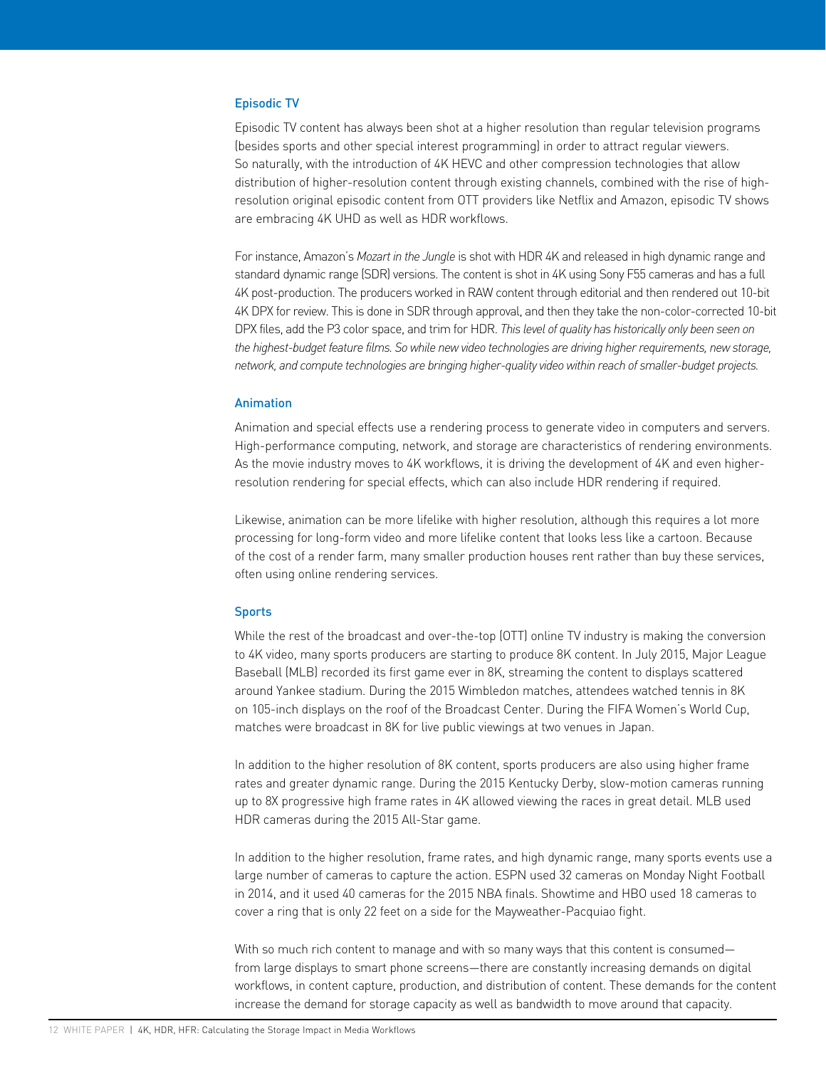### Episodic TV

Episodic TV content has always been shot at a higher resolution than regular television programs (besides sports and other special interest programming) in order to attract regular viewers. So naturally, with the introduction of 4K HEVC and other compression technologies that allow distribution of higher-resolution content through existing channels, combined with the rise of high-resolution original episodic content from OTT providers like Netflix and Amazon, episodic TV shows are embracing 4K UHD as well as HDR workflows.

For instance, Amazon's *Mozart in the Jungle* is shot with HDR 4K and released in high dynamic range and standard dynamic range (SDR) versions. The content is shot in 4K using Sony F55 cameras and has a full 4K post-production. The producers worked in RAW content through editorial and then rendered out 10-bit 4K DPX for review. This is done in SDR through approval, and then they take the non-color-corrected 10-bit DPX files, add the P3 color space, and trim for HDR. *This level of quality has historically only been seen on the highest-budget feature films. So while new video technologies are driving higher requirements, new storage, network, and compute technologies are bringing higher-quality video within reach of smaller-budget projects.*

### Animation

Animation and special effects use a rendering process to generate video in computers and servers. High-performance computing, network, and storage are characteristics of rendering environments. As the movie industry moves to 4K workflows, it is driving the development of 4K and even higher-resolution rendering for special effects, which can also include HDR rendering if required.

Likewise, animation can be more lifelike with higher resolution, although this requires a lot more processing for long-form video and more lifelike content that looks less like a cartoon. Because of the cost of a render farm, many smaller production houses rent rather than buy these services, often using online rendering services.

### Sports

While the rest of the broadcast and over-the-top (OTT) online TV industry is making the conversion to 4K video, many sports producers are starting to produce 8K content. In July 2015, Major League Baseball (MLB) recorded its first game ever in 8K, streaming the content to displays scattered around Yankee stadium. During the 2015 Wimbledon matches, attendees watched tennis in 8K on 105-inch displays on the roof of the Broadcast Center. During the FIFA Women's World Cup, matches were broadcast in 8K for live public viewings at two venues in Japan.

In addition to the higher resolution of 8K content, sports producers are also using higher frame rates and greater dynamic range. During the 2015 Kentucky Derby, slow-motion cameras running up to 8X progressive high frame rates in 4K allowed viewing the races in great detail. MLB used HDR cameras during the 2015 All-Star game.

In addition to the higher resolution, frame rates, and high dynamic range, many sports events use a large number of cameras to capture the action. ESPN used 32 cameras on Monday Night Football in 2014, and it used 40 cameras for the 2015 NBA finals. Showtime and HBO used 18 cameras to cover a ring that is only 22 feet on a side for the Mayweather-Pacquiao fight.

With so much rich content to manage and with so many ways that this content is consumed—from large displays to smart phone screens—there are constantly increasing demands on digital workflows, in content capture, production, and distribution of content. These demands for the content increase the demand for storage capacity as well as bandwidth to move around that capacity.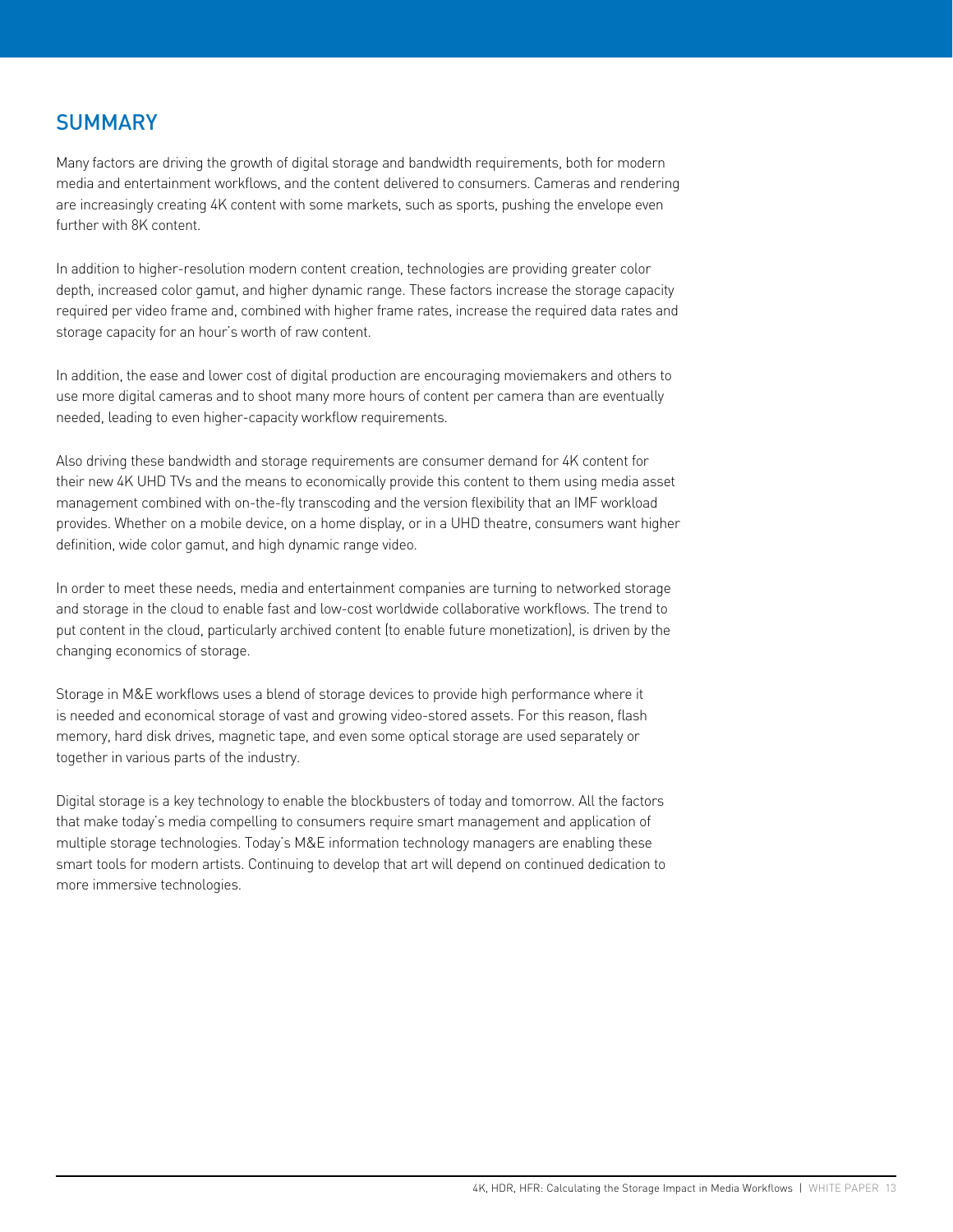## SUMMARY

Many factors are driving the growth of digital storage and bandwidth requirements, both for modern media and entertainment workflows, and the content delivered to consumers. Cameras and rendering are increasingly creating 4K content with some markets, such as sports, pushing the envelope even further with 8K content.

In addition to higher-resolution modern content creation, technologies are providing greater color depth, increased color gamut, and higher dynamic range. These factors increase the storage capacity required per video frame and, combined with higher frame rates, increase the required data rates and storage capacity for an hour's worth of raw content.

In addition, the ease and lower cost of digital production are encouraging moviemakers and others to use more digital cameras and to shoot many more hours of content per camera than are eventually needed, leading to even higher-capacity workflow requirements.

Also driving these bandwidth and storage requirements are consumer demand for 4K content for their new 4K UHD TVs and the means to economically provide this content to them using media asset management combined with on-the-fly transcoding and the version flexibility that an IMF workload provides. Whether on a mobile device, on a home display, or in a UHD theatre, consumers want higher definition, wide color gamut, and high dynamic range video.

In order to meet these needs, media and entertainment companies are turning to networked storage and storage in the cloud to enable fast and low-cost worldwide collaborative workflows. The trend to put content in the cloud, particularly archived content (to enable future monetization), is driven by the changing economics of storage.

Storage in M&E workflows uses a blend of storage devices to provide high performance where it is needed and economical storage of vast and growing video-stored assets. For this reason, flash memory, hard disk drives, magnetic tape, and even some optical storage are used separately or together in various parts of the industry.

Digital storage is a key technology to enable the blockbusters of today and tomorrow. All the factors that make today's media compelling to consumers require smart management and application of multiple storage technologies. Today's M&E information technology managers are enabling these smart tools for modern artists. Continuing to develop that art will depend on continued dedication to more immersive technologies.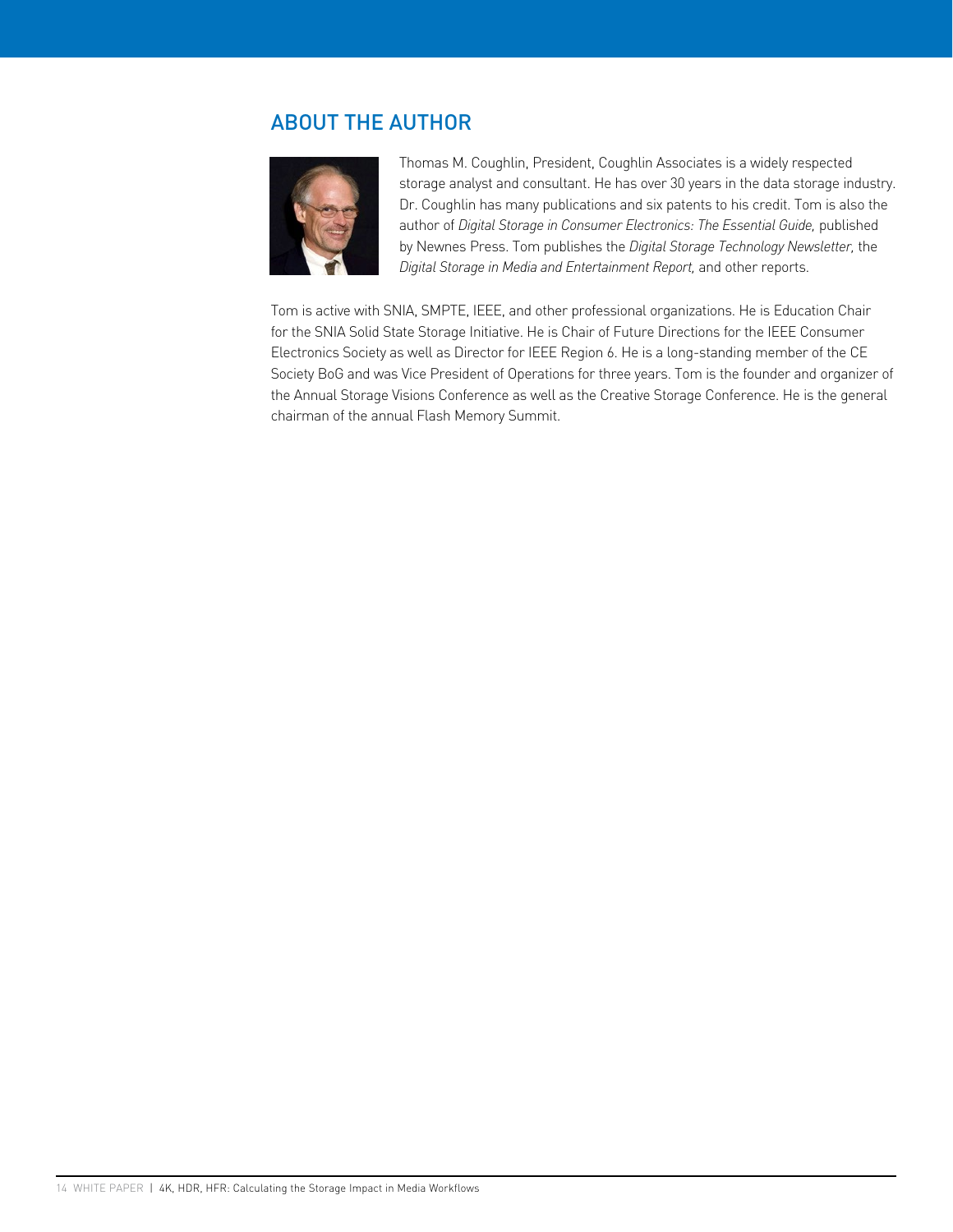## ABOUT THE AUTHOR

Thomas M. Coughlin, President, Coughlin Associates is a widely respected storage analyst and consultant. He has over 30 years in the data storage industry. Dr. Coughlin has many publications and six patents to his credit. Tom is also the author of *Digital Storage in Consumer Electronics: The Essential Guide,* published by Newnes Press. Tom publishes the *Digital Storage Technology Newsletter,* the *Digital Storage in Media and Entertainment Report,* and other reports.

Tom is active with SNIA, SMPTE, IEEE, and other professional organizations. He is Education Chair for the SNIA Solid State Storage Initiative. He is Chair of Future Directions for the IEEE Consumer Electronics Society as well as Director for IEEE Region 6. He is a long-standing member of the CE Society BoG and was Vice President of Operations for three years. Tom is the founder and organizer of the Annual Storage Visions Conference as well as the Creative Storage Conference. He is the general chairman of the annual Flash Memory Summit.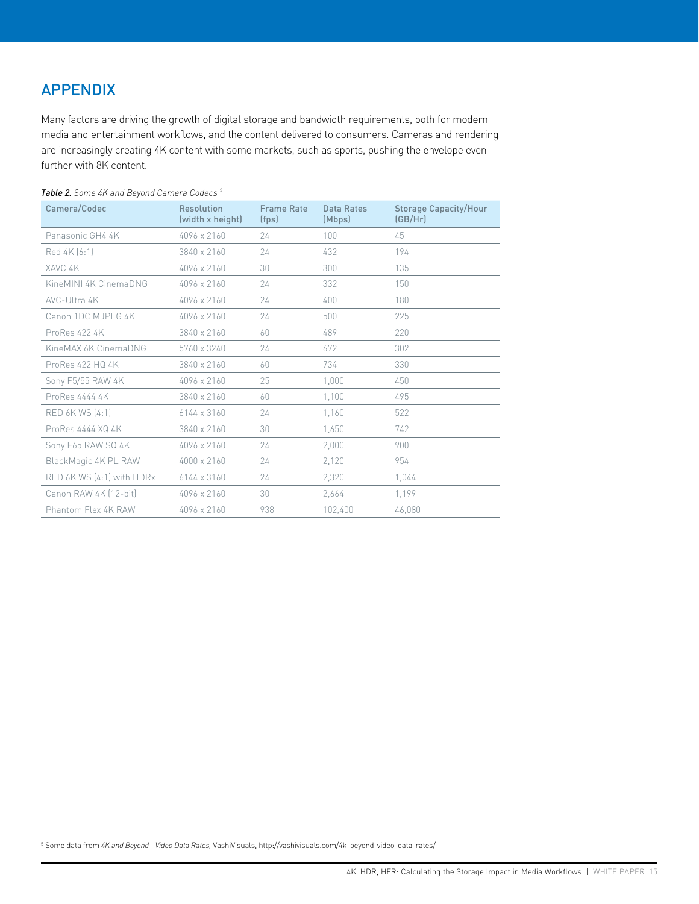## APPENDIX

Many factors are driving the growth of digital storage and bandwidth requirements, both for modern media and entertainment workflows, and the content delivered to consumers. Cameras and rendering are increasingly creating 4K content with some markets, such as sports, pushing the envelope even further with 8K content.

***Table 2.** Some 4K and Beyond Camera Codecs* [5]

| Camera/Codec | Resolution (width x height) | Frame Rate (fps) | Data Rates (Mbps) | Storage Capacity/Hour (GB/Hr) |
|---|---|---|---|---|
| Panasonic GH4 4K | 4096 x 2160 | 24 | 100 | 45 |
| Red 4K (6:1) | 3840 x 2160 | 24 | 432 | 194 |
| XAVC 4K | 4096 x 2160 | 30 | 300 | 135 |
| KineMINI 4K CinemaDNG | 4096 x 2160 | 24 | 332 | 150 |
| AVC-Ultra 4K | 4096 x 2160 | 24 | 400 | 180 |
| Canon 1DC MJPEG 4K | 4096 x 2160 | 24 | 500 | 225 |
| ProRes 422 4K | 3840 x 2160 | 60 | 489 | 220 |
| KineMAX 6K CinemaDNG | 5760 x 3240 | 24 | 672 | 302 |
| ProRes 422 HQ 4K | 3840 x 2160 | 60 | 734 | 330 |
| Sony F5/55 RAW 4K | 4096 x 2160 | 25 | 1,000 | 450 |
| ProRes 4444 4K | 3840 x 2160 | 60 | 1,100 | 495 |
| RED 6K WS (4:1) | 6144 x 3160 | 24 | 1,160 | 522 |
| ProRes 4444 XQ 4K | 3840 x 2160 | 30 | 1,650 | 742 |
| Sony F65 RAW SQ 4K | 4096 x 2160 | 24 | 2,000 | 900 |
| BlackMagic 4K PL RAW | 4000 x 2160 | 24 | 2,120 | 954 |
| RED 6K WS (4:1) with HDRx | 6144 x 3160 | 24 | 2,320 | 1,044 |
| Canon RAW 4K (12-bit) | 4096 x 2160 | 30 | 2,664 | 1,199 |
| Phantom Flex 4K RAW | 4096 x 2160 | 938 | 102,400 | 46,080 |

[5] Some data from *4K and Beyond—Video Data Rates*, VashiVisuals, http://vashivisuals.com/4k-beyond-video-data-rates/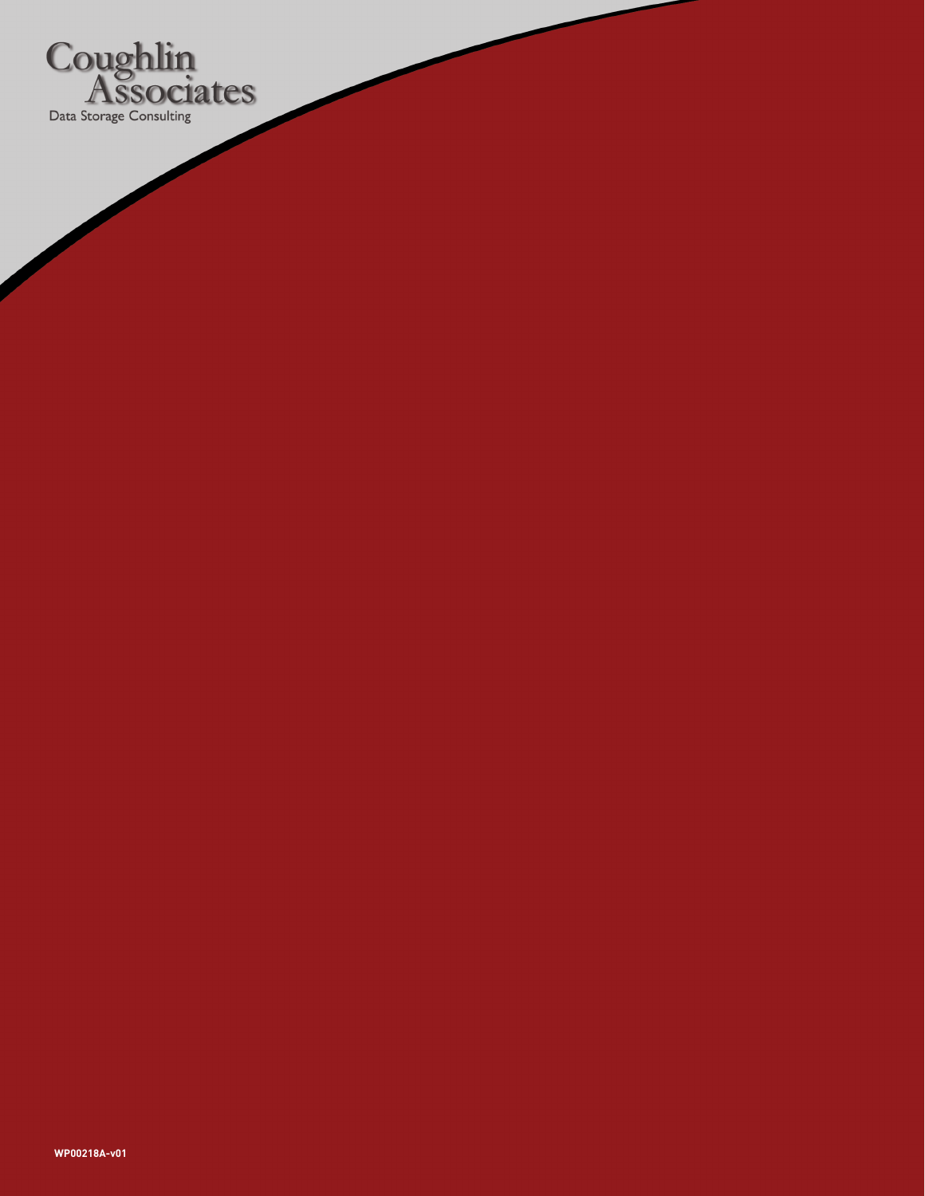Coughlin Associates

Data Storage Consulting

WP00218A-v01